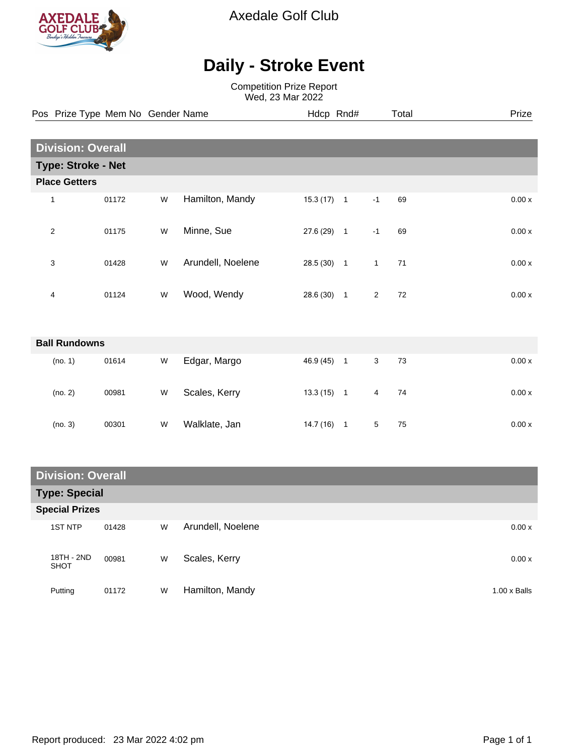# Axedale Golf Club

## Daily - Stroke Event

Competition Prize Report
Wed, 23 Mar 2022

### Division: Overall

#### Type: Stroke - Net

**Place Getters**

| Pos | Prize Type | Mem No | Gender | Name | Hdcp | Rnd# | | Total | Prize |
|---|---|---|---|---|---|---|---|---|---|
| 1 | | 01172 | W | Hamilton, Mandy | 15.3 (17) | 1 | -1 | 69 | 0.00 x |
| 2 | | 01175 | W | Minne, Sue | 27.6 (29) | 1 | -1 | 69 | 0.00 x |
| 3 | | 01428 | W | Arundell, Noelene | 28.5 (30) | 1 | 1 | 71 | 0.00 x |
| 4 | | 01124 | W | Wood, Wendy | 28.6 (30) | 1 | 2 | 72 | 0.00 x |

**Ball Rundowns**

| Pos | Prize Type | Mem No | Gender | Name | Hdcp | Rnd# | | Total | Prize |
|---|---|---|---|---|---|---|---|---|---|
| (no. 1) | | 01614 | W | Edgar, Margo | 46.9 (45) | 1 | 3 | 73 | 0.00 x |
| (no. 2) | | 00981 | W | Scales, Kerry | 13.3 (15) | 1 | 4 | 74 | 0.00 x |
| (no. 3) | | 00301 | W | Walklate, Jan | 14.7 (16) | 1 | 5 | 75 | 0.00 x |

### Division: Overall

#### Type: Special

**Special Prizes**

| Prize Type | Mem No | Gender | Name | Prize |
|---|---|---|---|---|
| 1ST NTP | 01428 | W | Arundell, Noelene | 0.00 x |
| 18TH - 2ND SHOT | 00981 | W | Scales, Kerry | 0.00 x |
| Putting | 01172 | W | Hamilton, Mandy | 1.00 x Balls |

Report produced: 23 Mar 2022 4:02 pm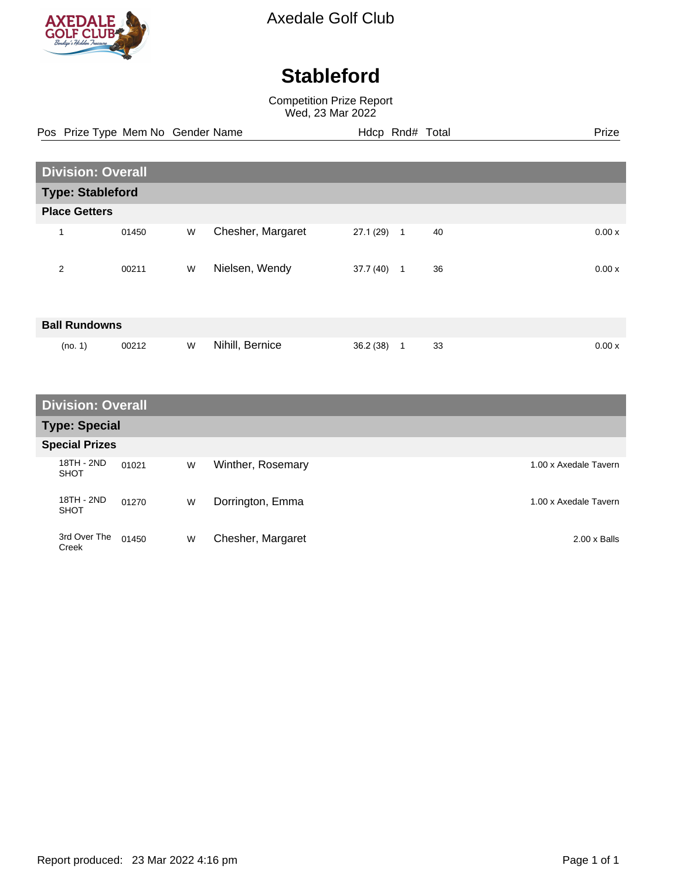Axedale Golf Club

# Stableford

Competition Prize Report
Wed, 23 Mar 2022

| Pos | Prize Type | Mem No | Gender | Name | Hdcp | Rnd# | Total | Prize |
|---|---|---|---|---|---|---|---|---|
| **Division: Overall** | | | | | | | | |
| **Type: Stableford** | | | | | | | | |
| **Place Getters** | | | | | | | | |
| 1 | | 01450 | W | Chesher, Margaret | 27.1 (29) | 1 | 40 | 0.00 x |
| 2 | | 00211 | W | Nielsen, Wendy | 37.7 (40) | 1 | 36 | 0.00 x |
| **Ball Rundowns** | | | | | | | | |
| (no. 1) | | 00212 | W | Nihill, Bernice | 36.2 (38) | 1 | 33 | 0.00 x |
| **Division: Overall** | | | | | | | | |
| **Type: Special** | | | | | | | | |
| **Special Prizes** | | | | | | | | |
| | 18TH - 2ND SHOT | 01021 | W | Winther, Rosemary | | | | 1.00 x Axedale Tavern |
| | 18TH - 2ND SHOT | 01270 | W | Dorrington, Emma | | | | 1.00 x Axedale Tavern |
| | 3rd Over The Creek | 01450 | W | Chesher, Margaret | | | | 2.00 x Balls |

Report produced: 23 Mar 2022 4:16 pm